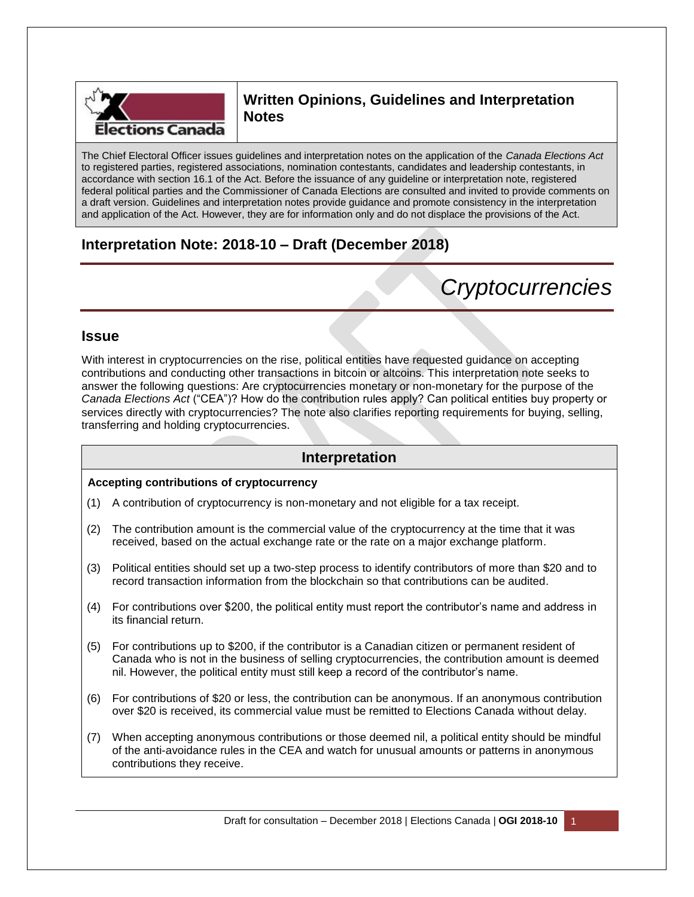# Written Opinions, Guidelines and Interpretation Notes

The Chief Electoral Officer issues guidelines and interpretation notes on the application of the *Canada Elections Act* to registered parties, registered associations, nomination contestants, candidates and leadership contestants, in accordance with section 16.1 of the Act. Before the issuance of any guideline or interpretation note, registered federal political parties and the Commissioner of Canada Elections are consulted and invited to provide comments on a draft version. Guidelines and interpretation notes provide guidance and promote consistency in the interpretation and application of the Act. However, they are for information only and do not displace the provisions of the Act.

## Interpretation Note: 2018-10 – Draft (December 2018)

# *Cryptocurrencies*

## Issue

With interest in cryptocurrencies on the rise, political entities have requested guidance on accepting contributions and conducting other transactions in bitcoin or altcoins. This interpretation note seeks to answer the following questions: Are cryptocurrencies monetary or non-monetary for the purpose of the *Canada Elections Act* ("CEA")? How do the contribution rules apply? Can political entities buy property or services directly with cryptocurrencies? The note also clarifies reporting requirements for buying, selling, transferring and holding cryptocurrencies.

## Interpretation

**Accepting contributions of cryptocurrency**

(1) A contribution of cryptocurrency is non-monetary and not eligible for a tax receipt.

(2) The contribution amount is the commercial value of the cryptocurrency at the time that it was received, based on the actual exchange rate or the rate on a major exchange platform.

(3) Political entities should set up a two-step process to identify contributors of more than $20 and to record transaction information from the blockchain so that contributions can be audited.

(4) For contributions over $200, the political entity must report the contributor's name and address in its financial return.

(5) For contributions up to $200, if the contributor is a Canadian citizen or permanent resident of Canada who is not in the business of selling cryptocurrencies, the contribution amount is deemed nil. However, the political entity must still keep a record of the contributor's name.

(6) For contributions of $20 or less, the contribution can be anonymous. If an anonymous contribution over $20 is received, its commercial value must be remitted to Elections Canada without delay.

(7) When accepting anonymous contributions or those deemed nil, a political entity should be mindful of the anti-avoidance rules in the CEA and watch for unusual amounts or patterns in anonymous contributions they receive.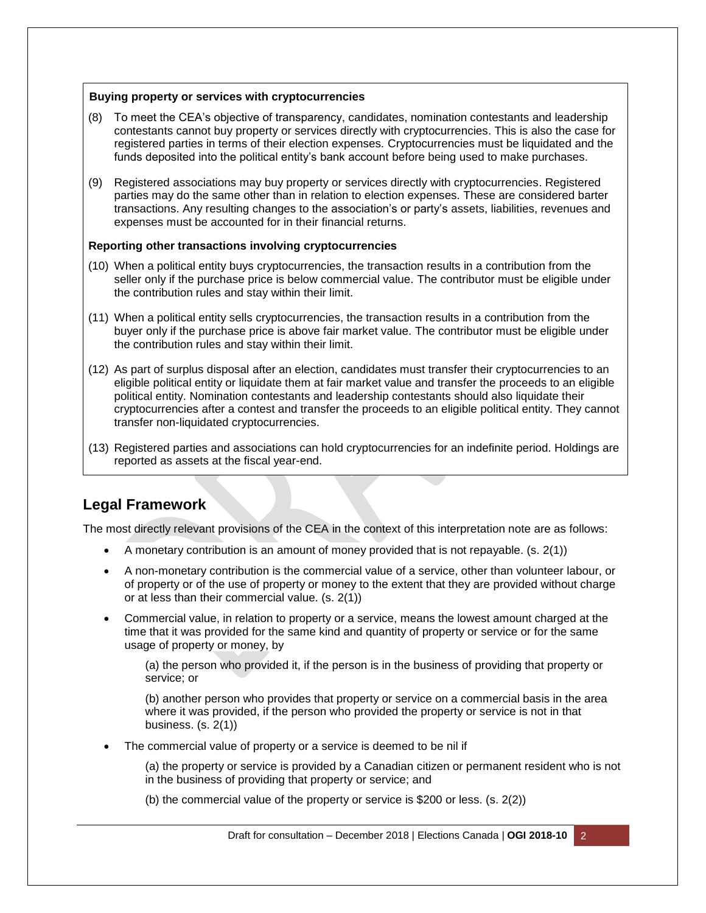**Buying property or services with cryptocurrencies**

(8) To meet the CEA's objective of transparency, candidates, nomination contestants and leadership contestants cannot buy property or services directly with cryptocurrencies. This is also the case for registered parties in terms of their election expenses. Cryptocurrencies must be liquidated and the funds deposited into the political entity's bank account before being used to make purchases.

(9) Registered associations may buy property or services directly with cryptocurrencies. Registered parties may do the same other than in relation to election expenses. These are considered barter transactions. Any resulting changes to the association's or party's assets, liabilities, revenues and expenses must be accounted for in their financial returns.

**Reporting other transactions involving cryptocurrencies**

(10) When a political entity buys cryptocurrencies, the transaction results in a contribution from the seller only if the purchase price is below commercial value. The contributor must be eligible under the contribution rules and stay within their limit.

(11) When a political entity sells cryptocurrencies, the transaction results in a contribution from the buyer only if the purchase price is above fair market value. The contributor must be eligible under the contribution rules and stay within their limit.

(12) As part of surplus disposal after an election, candidates must transfer their cryptocurrencies to an eligible political entity or liquidate them at fair market value and transfer the proceeds to an eligible political entity. Nomination contestants and leadership contestants should also liquidate their cryptocurrencies after a contest and transfer the proceeds to an eligible political entity. They cannot transfer non-liquidated cryptocurrencies.

(13) Registered parties and associations can hold cryptocurrencies for an indefinite period. Holdings are reported as assets at the fiscal year-end.

## Legal Framework

The most directly relevant provisions of the CEA in the context of this interpretation note are as follows:

- A monetary contribution is an amount of money provided that is not repayable. (s. 2(1))
- A non-monetary contribution is the commercial value of a service, other than volunteer labour, or of property or of the use of property or money to the extent that they are provided without charge or at less than their commercial value. (s. 2(1))
- Commercial value, in relation to property or a service, means the lowest amount charged at the time that it was provided for the same kind and quantity of property or service or for the same usage of property or money, by

  (a) the person who provided it, if the person is in the business of providing that property or service; or

  (b) another person who provides that property or service on a commercial basis in the area where it was provided, if the person who provided the property or service is not in that business. (s. 2(1))

- The commercial value of property or a service is deemed to be nil if

  (a) the property or service is provided by a Canadian citizen or permanent resident who is not in the business of providing that property or service; and

  (b) the commercial value of the property or service is $200 or less. (s. 2(2))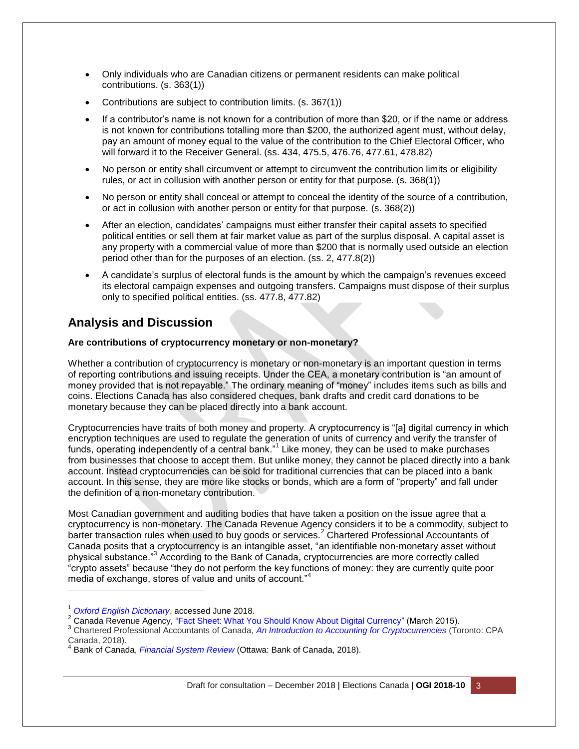- Only individuals who are Canadian citizens or permanent residents can make political contributions. (s. 363(1))
- Contributions are subject to contribution limits. (s. 367(1))
- If a contributor's name is not known for a contribution of more than $20, or if the name or address is not known for contributions totalling more than $200, the authorized agent must, without delay, pay an amount of money equal to the value of the contribution to the Chief Electoral Officer, who will forward it to the Receiver General. (ss. 434, 475.5, 476.76, 477.61, 478.82)
- No person or entity shall circumvent or attempt to circumvent the contribution limits or eligibility rules, or act in collusion with another person or entity for that purpose. (s. 368(1))
- No person or entity shall conceal or attempt to conceal the identity of the source of a contribution, or act in collusion with another person or entity for that purpose. (s. 368(2))
- After an election, candidates' campaigns must either transfer their capital assets to specified political entities or sell them at fair market value as part of the surplus disposal. A capital asset is any property with a commercial value of more than $200 that is normally used outside an election period other than for the purposes of an election. (ss. 2, 477.8(2))
- A candidate's surplus of electoral funds is the amount by which the campaign's revenues exceed its electoral campaign expenses and outgoing transfers. Campaigns must dispose of their surplus only to specified political entities. (ss. 477.8, 477.82)

## Analysis and Discussion

**Are contributions of cryptocurrency monetary or non-monetary?**

Whether a contribution of cryptocurrency is monetary or non-monetary is an important question in terms of reporting contributions and issuing receipts. Under the CEA, a monetary contribution is "an amount of money provided that is not repayable." The ordinary meaning of "money" includes items such as bills and coins. Elections Canada has also considered cheques, bank drafts and credit card donations to be monetary because they can be placed directly into a bank account.

Cryptocurrencies have traits of both money and property. A cryptocurrency is "[a] digital currency in which encryption techniques are used to regulate the generation of units of currency and verify the transfer of funds, operating independently of a central bank."[1] Like money, they can be used to make purchases from businesses that choose to accept them. But unlike money, they cannot be placed directly into a bank account. Instead cryptocurrencies can be sold for traditional currencies that can be placed into a bank account. In this sense, they are more like stocks or bonds, which are a form of "property" and fall under the definition of a non-monetary contribution.

Most Canadian government and auditing bodies that have taken a position on the issue agree that a cryptocurrency is non-monetary. The Canada Revenue Agency considers it to be a commodity, subject to barter transaction rules when used to buy goods or services.[2] Chartered Professional Accountants of Canada posits that a cryptocurrency is an intangible asset, "an identifiable non-monetary asset without physical substance."[3] According to the Bank of Canada, cryptocurrencies are more correctly called "crypto assets" because "they do not perform the key functions of money: they are currently quite poor media of exchange, stores of value and units of account."[4]

---

[1] *Oxford English Dictionary*, accessed June 2018.

[2] Canada Revenue Agency, "Fact Sheet: What You Should Know About Digital Currency" (March 2015).

[3] Chartered Professional Accountants of Canada, *An Introduction to Accounting for Cryptocurrencies* (Toronto: CPA Canada, 2018).

[4] Bank of Canada, *Financial System Review* (Ottawa: Bank of Canada, 2018).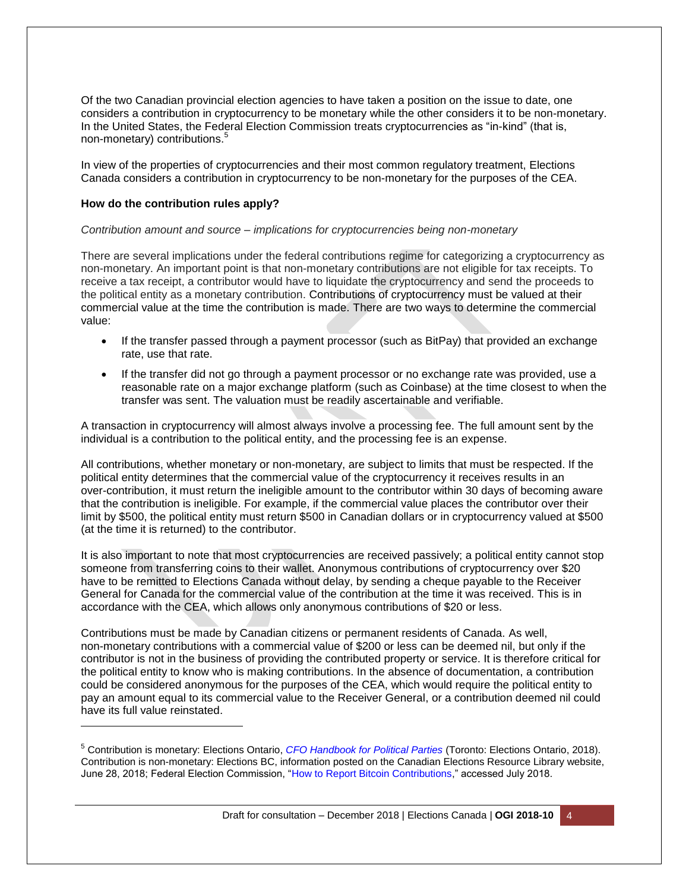Of the two Canadian provincial election agencies to have taken a position on the issue to date, one considers a contribution in cryptocurrency to be monetary while the other considers it to be non-monetary. In the United States, the Federal Election Commission treats cryptocurrencies as "in-kind" (that is, non-monetary) contributions.[5]

In view of the properties of cryptocurrencies and their most common regulatory treatment, Elections Canada considers a contribution in cryptocurrency to be non-monetary for the purposes of the CEA.

**How do the contribution rules apply?**

*Contribution amount and source – implications for cryptocurrencies being non-monetary*

There are several implications under the federal contributions regime for categorizing a cryptocurrency as non-monetary. An important point is that non-monetary contributions are not eligible for tax receipts. To receive a tax receipt, a contributor would have to liquidate the cryptocurrency and send the proceeds to the political entity as a monetary contribution. Contributions of cryptocurrency must be valued at their commercial value at the time the contribution is made. There are two ways to determine the commercial value:

- If the transfer passed through a payment processor (such as BitPay) that provided an exchange rate, use that rate.
- If the transfer did not go through a payment processor or no exchange rate was provided, use a reasonable rate on a major exchange platform (such as Coinbase) at the time closest to when the transfer was sent. The valuation must be readily ascertainable and verifiable.

A transaction in cryptocurrency will almost always involve a processing fee. The full amount sent by the individual is a contribution to the political entity, and the processing fee is an expense.

All contributions, whether monetary or non-monetary, are subject to limits that must be respected. If the political entity determines that the commercial value of the cryptocurrency it receives results in an over-contribution, it must return the ineligible amount to the contributor within 30 days of becoming aware that the contribution is ineligible. For example, if the commercial value places the contributor over their limit by $500, the political entity must return $500 in Canadian dollars or in cryptocurrency valued at $500 (at the time it is returned) to the contributor.

It is also important to note that most cryptocurrencies are received passively; a political entity cannot stop someone from transferring coins to their wallet. Anonymous contributions of cryptocurrency over $20 have to be remitted to Elections Canada without delay, by sending a cheque payable to the Receiver General for Canada for the commercial value of the contribution at the time it was received. This is in accordance with the CEA, which allows only anonymous contributions of $20 or less.

Contributions must be made by Canadian citizens or permanent residents of Canada. As well, non-monetary contributions with a commercial value of $200 or less can be deemed nil, but only if the contributor is not in the business of providing the contributed property or service. It is therefore critical for the political entity to know who is making contributions. In the absence of documentation, a contribution could be considered anonymous for the purposes of the CEA, which would require the political entity to pay an amount equal to its commercial value to the Receiver General, or a contribution deemed nil could have its full value reinstated.

---

[5] Contribution is monetary: Elections Ontario, *CFO Handbook for Political Parties* (Toronto: Elections Ontario, 2018). Contribution is non-monetary: Elections BC, information posted on the Canadian Elections Resource Library website, June 28, 2018; Federal Election Commission, "How to Report Bitcoin Contributions," accessed July 2018.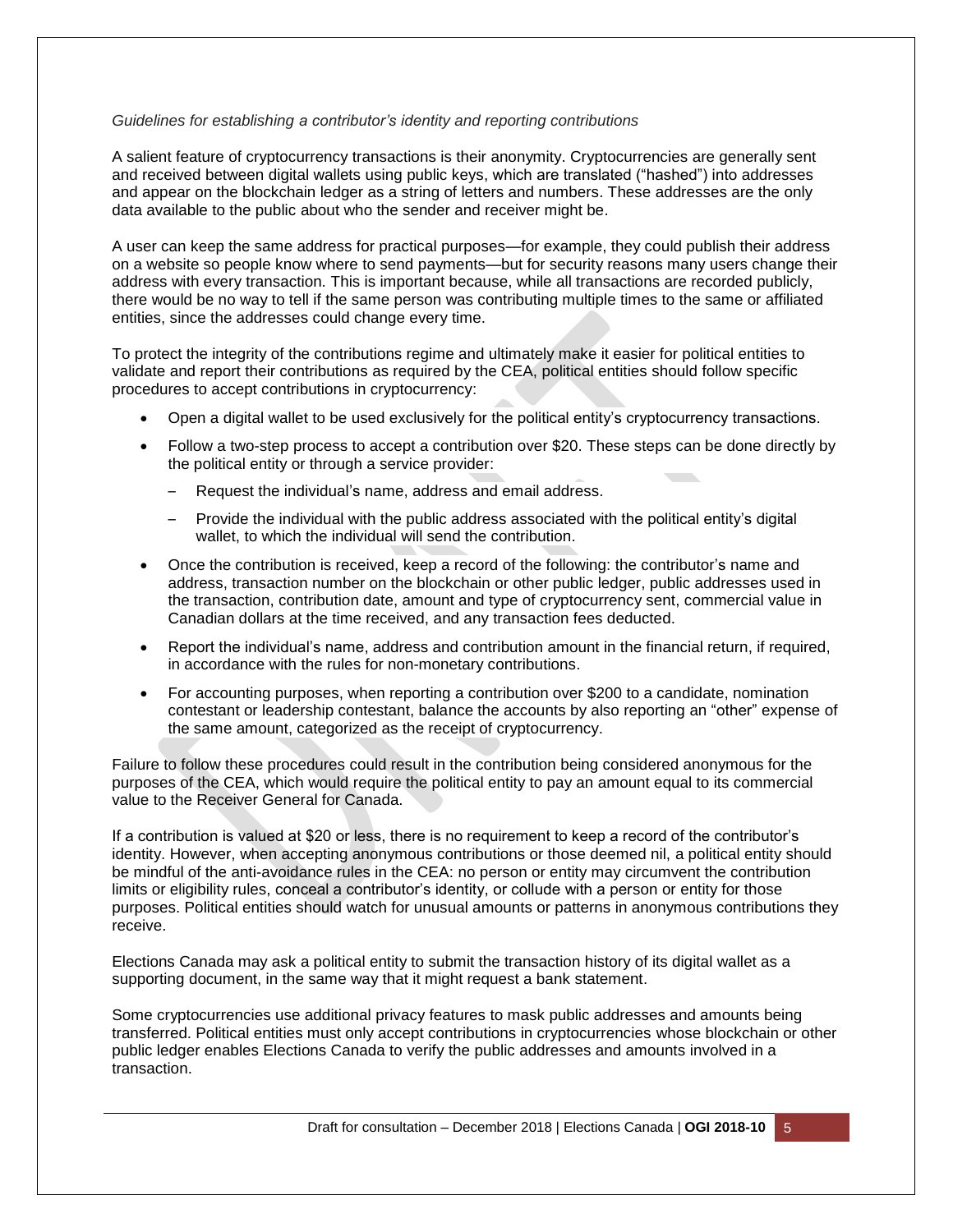*Guidelines for establishing a contributor's identity and reporting contributions*

A salient feature of cryptocurrency transactions is their anonymity. Cryptocurrencies are generally sent and received between digital wallets using public keys, which are translated ("hashed") into addresses and appear on the blockchain ledger as a string of letters and numbers. These addresses are the only data available to the public about who the sender and receiver might be.

A user can keep the same address for practical purposes—for example, they could publish their address on a website so people know where to send payments—but for security reasons many users change their address with every transaction. This is important because, while all transactions are recorded publicly, there would be no way to tell if the same person was contributing multiple times to the same or affiliated entities, since the addresses could change every time.

To protect the integrity of the contributions regime and ultimately make it easier for political entities to validate and report their contributions as required by the CEA, political entities should follow specific procedures to accept contributions in cryptocurrency:

- Open a digital wallet to be used exclusively for the political entity's cryptocurrency transactions.
- Follow a two-step process to accept a contribution over $20. These steps can be done directly by the political entity or through a service provider:
  - Request the individual's name, address and email address.
  - Provide the individual with the public address associated with the political entity's digital wallet, to which the individual will send the contribution.
- Once the contribution is received, keep a record of the following: the contributor's name and address, transaction number on the blockchain or other public ledger, public addresses used in the transaction, contribution date, amount and type of cryptocurrency sent, commercial value in Canadian dollars at the time received, and any transaction fees deducted.
- Report the individual's name, address and contribution amount in the financial return, if required, in accordance with the rules for non-monetary contributions.
- For accounting purposes, when reporting a contribution over $200 to a candidate, nomination contestant or leadership contestant, balance the accounts by also reporting an "other" expense of the same amount, categorized as the receipt of cryptocurrency.

Failure to follow these procedures could result in the contribution being considered anonymous for the purposes of the CEA, which would require the political entity to pay an amount equal to its commercial value to the Receiver General for Canada.

If a contribution is valued at $20 or less, there is no requirement to keep a record of the contributor's identity. However, when accepting anonymous contributions or those deemed nil, a political entity should be mindful of the anti-avoidance rules in the CEA: no person or entity may circumvent the contribution limits or eligibility rules, conceal a contributor's identity, or collude with a person or entity for those purposes. Political entities should watch for unusual amounts or patterns in anonymous contributions they receive.

Elections Canada may ask a political entity to submit the transaction history of its digital wallet as a supporting document, in the same way that it might request a bank statement.

Some cryptocurrencies use additional privacy features to mask public addresses and amounts being transferred. Political entities must only accept contributions in cryptocurrencies whose blockchain or other public ledger enables Elections Canada to verify the public addresses and amounts involved in a transaction.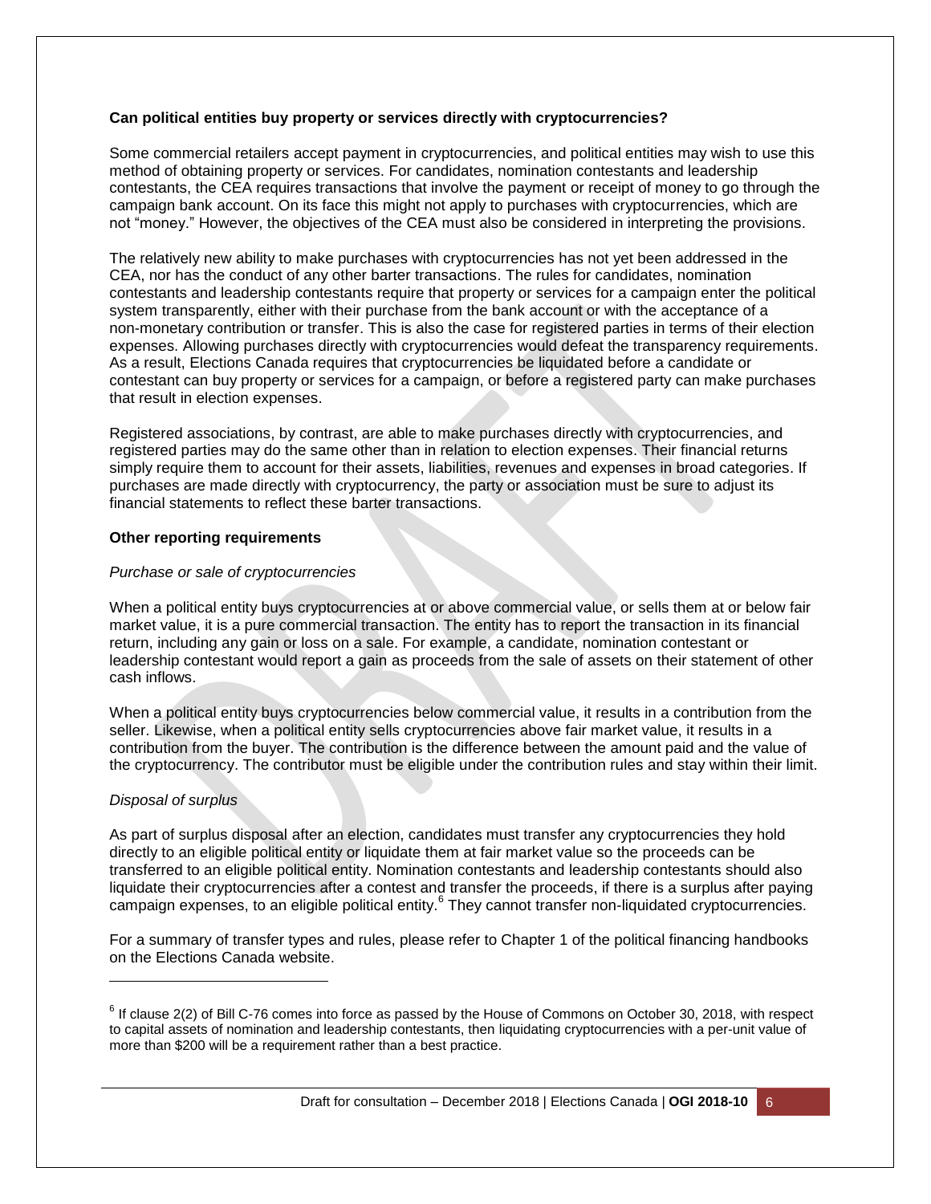**Can political entities buy property or services directly with cryptocurrencies?**

Some commercial retailers accept payment in cryptocurrencies, and political entities may wish to use this method of obtaining property or services. For candidates, nomination contestants and leadership contestants, the CEA requires transactions that involve the payment or receipt of money to go through the campaign bank account. On its face this might not apply to purchases with cryptocurrencies, which are not "money." However, the objectives of the CEA must also be considered in interpreting the provisions.

The relatively new ability to make purchases with cryptocurrencies has not yet been addressed in the CEA, nor has the conduct of any other barter transactions. The rules for candidates, nomination contestants and leadership contestants require that property or services for a campaign enter the political system transparently, either with their purchase from the bank account or with the acceptance of a non-monetary contribution or transfer. This is also the case for registered parties in terms of their election expenses. Allowing purchases directly with cryptocurrencies would defeat the transparency requirements. As a result, Elections Canada requires that cryptocurrencies be liquidated before a candidate or contestant can buy property or services for a campaign, or before a registered party can make purchases that result in election expenses.

Registered associations, by contrast, are able to make purchases directly with cryptocurrencies, and registered parties may do the same other than in relation to election expenses. Their financial returns simply require them to account for their assets, liabilities, revenues and expenses in broad categories. If purchases are made directly with cryptocurrency, the party or association must be sure to adjust its financial statements to reflect these barter transactions.

**Other reporting requirements**

*Purchase or sale of cryptocurrencies*

When a political entity buys cryptocurrencies at or above commercial value, or sells them at or below fair market value, it is a pure commercial transaction. The entity has to report the transaction in its financial return, including any gain or loss on a sale. For example, a candidate, nomination contestant or leadership contestant would report a gain as proceeds from the sale of assets on their statement of other cash inflows.

When a political entity buys cryptocurrencies below commercial value, it results in a contribution from the seller. Likewise, when a political entity sells cryptocurrencies above fair market value, it results in a contribution from the buyer. The contribution is the difference between the amount paid and the value of the cryptocurrency. The contributor must be eligible under the contribution rules and stay within their limit.

*Disposal of surplus*

As part of surplus disposal after an election, candidates must transfer any cryptocurrencies they hold directly to an eligible political entity or liquidate them at fair market value so the proceeds can be transferred to an eligible political entity. Nomination contestants and leadership contestants should also liquidate their cryptocurrencies after a contest and transfer the proceeds, if there is a surplus after paying campaign expenses, to an eligible political entity.[6] They cannot transfer non-liquidated cryptocurrencies.

For a summary of transfer types and rules, please refer to Chapter 1 of the political financing handbooks on the Elections Canada website.

---

[6] If clause 2(2) of Bill C-76 comes into force as passed by the House of Commons on October 30, 2018, with respect to capital assets of nomination and leadership contestants, then liquidating cryptocurrencies with a per-unit value of more than $200 will be a requirement rather than a best practice.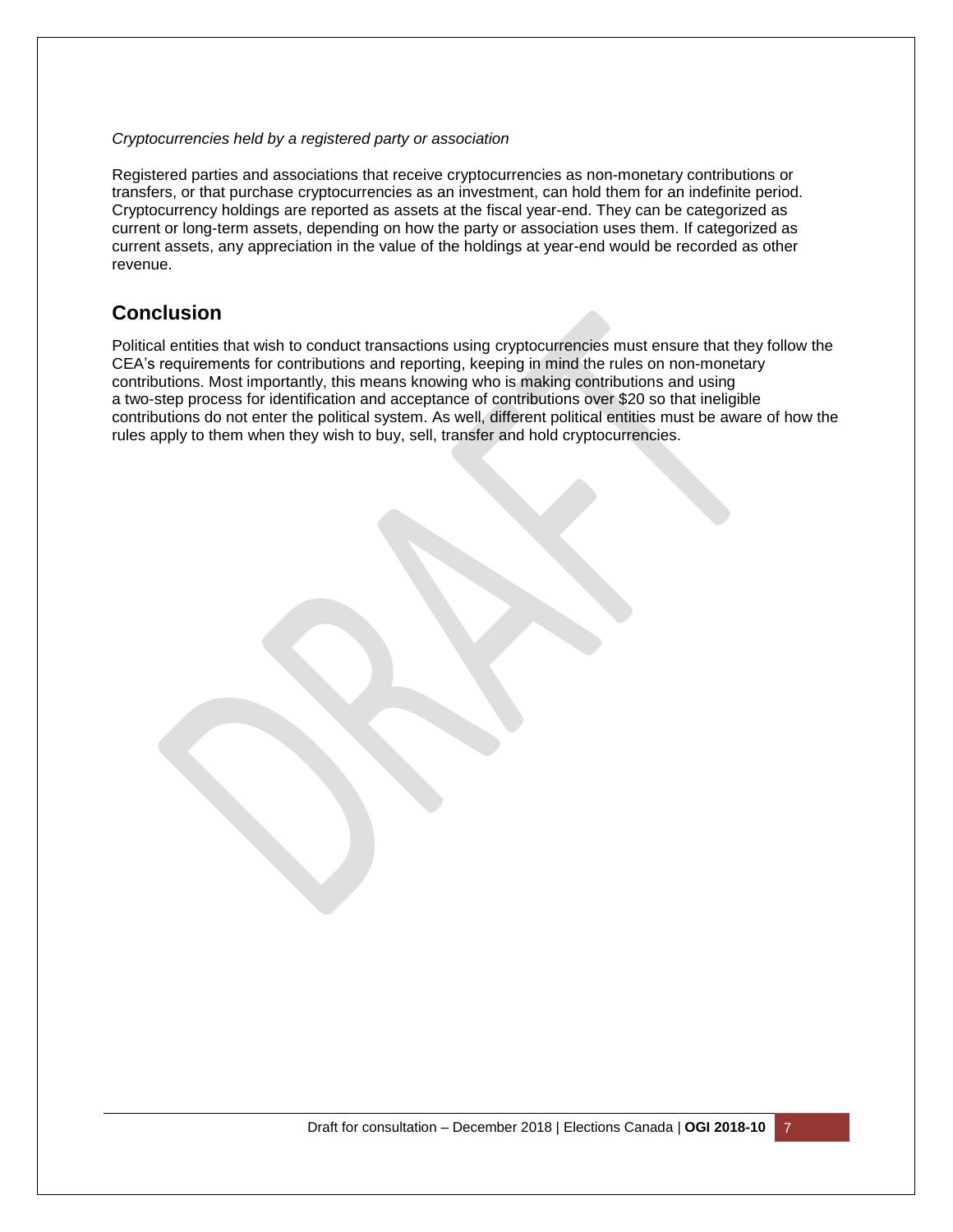*Cryptocurrencies held by a registered party or association*

Registered parties and associations that receive cryptocurrencies as non-monetary contributions or transfers, or that purchase cryptocurrencies as an investment, can hold them for an indefinite period. Cryptocurrency holdings are reported as assets at the fiscal year-end. They can be categorized as current or long-term assets, depending on how the party or association uses them. If categorized as current assets, any appreciation in the value of the holdings at year-end would be recorded as other revenue.

## Conclusion

Political entities that wish to conduct transactions using cryptocurrencies must ensure that they follow the CEA's requirements for contributions and reporting, keeping in mind the rules on non-monetary contributions. Most importantly, this means knowing who is making contributions and using a two-step process for identification and acceptance of contributions over $20 so that ineligible contributions do not enter the political system. As well, different political entities must be aware of how the rules apply to them when they wish to buy, sell, transfer and hold cryptocurrencies.